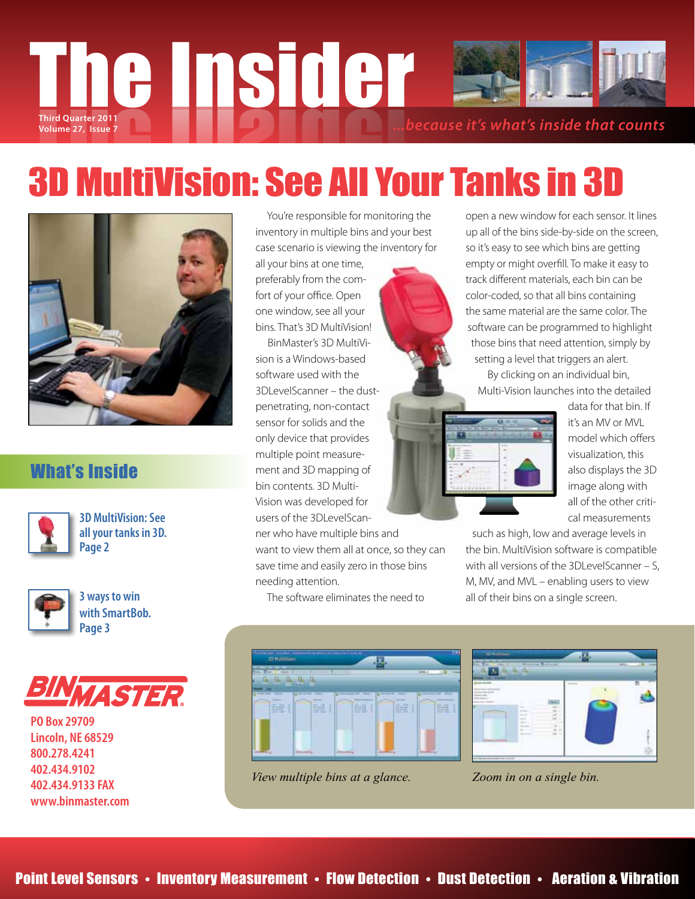# The Insider

Third Quarter 2011
Volume 27, Issue 7

*...because it's what's inside that counts*

## 3D MultiVision: See All Your Tanks in 3D

You're responsible for monitoring the inventory in multiple bins and your best case scenario is viewing the inventory for all your bins at one time, preferably from the comfort of your office. Open one window, see all your bins. That's 3D MultiVision!

BinMaster's 3D MultiVision is a Windows-based software used with the 3DLevelScanner – the dust-penetrating, non-contact sensor for solids and the only device that provides multiple point measurement and 3D mapping of bin contents. 3D MultiVision was developed for users of the 3DLevelScanner who have multiple bins and want to view them all at once, so they can save time and easily zero in those bins needing attention.

The software eliminates the need to open a new window for each sensor. It lines up all of the bins side-by-side on the screen, so it's easy to see which bins are getting empty or might overfill. To make it easy to track different materials, each bin can be color-coded, so that all bins containing the same material are the same color. The software can be programmed to highlight those bins that need attention, simply by setting a level that triggers an alert.

By clicking on an individual bin, Multi-Vision launches into the detailed data for that bin. If it's an MV or MVL model which offers visualization, this also displays the 3D image along with all of the other critical measurements such as high, low and average levels in the bin. MultiVision software is compatible with all versions of the 3DLevelScanner – S, M, MV, and MVL – enabling users to view all of their bins on a single screen.

*View multiple bins at a glance.*

*Zoom in on a single bin.*

### What's Inside

**3D MultiVision: See all your tanks in 3D. Page 2**

**3 ways to win with SmartBob. Page 3**

BINMASTER
PO Box 29709
Lincoln, NE 68529
800.278.4241
402.434.9102
402.434.9133 FAX
www.binmaster.com

Point Level Sensors • Inventory Measurement • Flow Detection • Dust Detection • Aeration & Vibration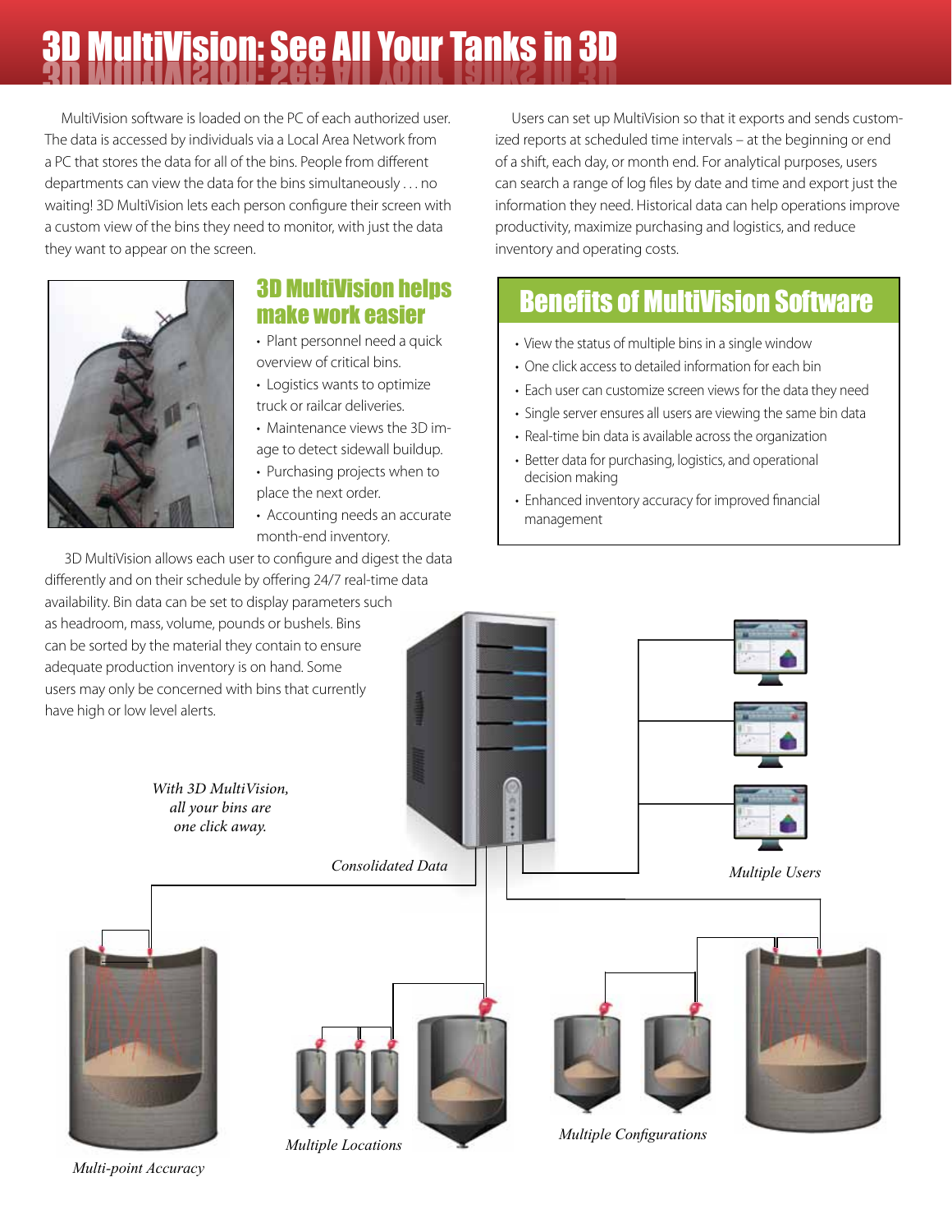# 3D MultiVision: See All Your Tanks in 3D

MultiVision software is loaded on the PC of each authorized user. The data is accessed by individuals via a Local Area Network from a PC that stores the data for all of the bins. People from different departments can view the data for the bins simultaneously . . . no waiting! 3D MultiVision lets each person configure their screen with a custom view of the bins they need to monitor, with just the data they want to appear on the screen.

## 3D MultiVision helps make work easier

- Plant personnel need a quick overview of critical bins.
- Logistics wants to optimize truck or railcar deliveries.
- Maintenance views the 3D image to detect sidewall buildup.
- Purchasing projects when to place the next order.
- Accounting needs an accurate month-end inventory.

3D MultiVision allows each user to configure and digest the data differently and on their schedule by offering 24/7 real-time data availability. Bin data can be set to display parameters such as headroom, mass, volume, pounds or bushels. Bins can be sorted by the material they contain to ensure adequate production inventory is on hand. Some users may only be concerned with bins that currently have high or low level alerts.

Users can set up MultiVision so that it exports and sends customized reports at scheduled time intervals – at the beginning or end of a shift, each day, or month end. For analytical purposes, users can search a range of log files by date and time and export just the information they need. Historical data can help operations improve productivity, maximize purchasing and logistics, and reduce inventory and operating costs.

## Benefits of MultiVision Software

- View the status of multiple bins in a single window
- One click access to detailed information for each bin
- Each user can customize screen views for the data they need
- Single server ensures all users are viewing the same bin data
- Real-time bin data is available across the organization
- Better data for purchasing, logistics, and operational decision making
- Enhanced inventory accuracy for improved financial management

*With 3D MultiVision, all your bins are one click away.*

*Consolidated Data*

*Multiple Users*

*Multi-point Accuracy*

*Multiple Locations*

*Multiple Configurations*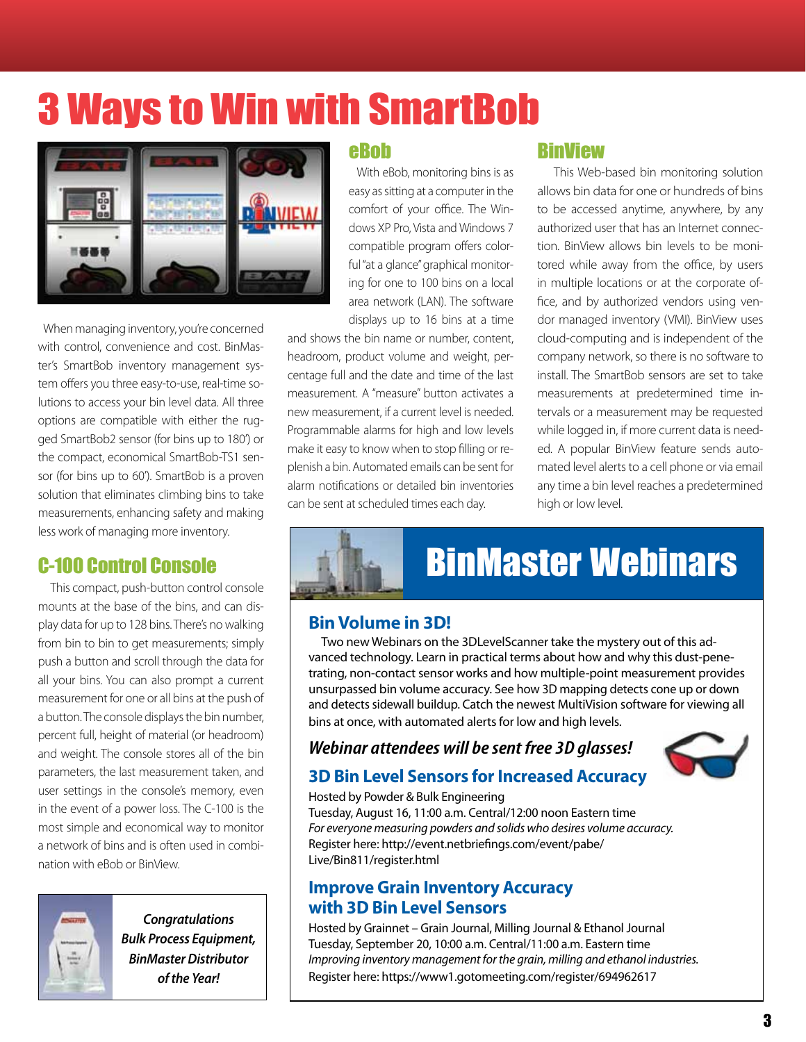# 3 Ways to Win with SmartBob

When managing inventory, you're concerned with control, convenience and cost. BinMaster's SmartBob inventory management system offers you three easy-to-use, real-time solutions to access your bin level data. All three options are compatible with either the rugged SmartBob2 sensor (for bins up to 180') or the compact, economical SmartBob-TS1 sensor (for bins up to 60'). SmartBob is a proven solution that eliminates climbing bins to take measurements, enhancing safety and making less work of managing more inventory.

## C-100 Control Console

This compact, push-button control console mounts at the base of the bins, and can display data for up to 128 bins. There's no walking from bin to bin to get measurements; simply push a button and scroll through the data for all your bins. You can also prompt a current measurement for one or all bins at the push of a button. The console displays the bin number, percent full, height of material (or headroom) and weight. The console stores all of the bin parameters, the last measurement taken, and user settings in the console's memory, even in the event of a power loss. The C-100 is the most simple and economical way to monitor a network of bins and is often used in combination with eBob or BinView.

## eBob

With eBob, monitoring bins is as easy as sitting at a computer in the comfort of your office. The Windows XP Pro, Vista and Windows 7 compatible program offers colorful "at a glance" graphical monitoring for one to 100 bins on a local area network (LAN). The software displays up to 16 bins at a time and shows the bin name or number, content, headroom, product volume and weight, percentage full and the date and time of the last measurement. A "measure" button activates a new measurement, if a current level is needed. Programmable alarms for high and low levels make it easy to know when to stop filling or replenish a bin. Automated emails can be sent for alarm notifications or detailed bin inventories can be sent at scheduled times each day.

## BinView

This Web-based bin monitoring solution allows bin data for one or hundreds of bins to be accessed anytime, anywhere, by any authorized user that has an Internet connection. BinView allows bin levels to be monitored while away from the office, by users in multiple locations or at the corporate office, and by authorized vendors using vendor managed inventory (VMI). BinView uses cloud-computing and is independent of the company network, so there is no software to install. The SmartBob sensors are set to take measurements at predetermined time intervals or a measurement may be requested while logged in, if more current data is needed. A popular BinView feature sends automated level alerts to a cell phone or via email any time a bin level reaches a predetermined high or low level.

*Congratulations Bulk Process Equipment, BinMaster Distributor of the Year!*

# BinMaster Webinars

## Bin Volume in 3D!

Two new Webinars on the 3DLevelScanner take the mystery out of this advanced technology. Learn in practical terms about how and why this dust-penetrating, non-contact sensor works and how multiple-point measurement provides unsurpassed bin volume accuracy. See how 3D mapping detects cone up or down and detects sidewall buildup. Catch the newest MultiVision software for viewing all bins at once, with automated alerts for low and high levels.

***Webinar attendees will be sent free 3D glasses!***

### 3D Bin Level Sensors for Increased Accuracy

Hosted by Powder & Bulk Engineering
Tuesday, August 16, 11:00 a.m. Central/12:00 noon Eastern time
*For everyone measuring powders and solids who desires volume accuracy.*
Register here: http://event.netbriefings.com/event/pabe/Live/Bin811/register.html

### Improve Grain Inventory Accuracy with 3D Bin Level Sensors

Hosted by Grainnet – Grain Journal, Milling Journal & Ethanol Journal
Tuesday, September 20, 10:00 a.m. Central/11:00 a.m. Eastern time
*Improving inventory management for the grain, milling and ethanol industries.*
Register here: https://www1.gotomeeting.com/register/694962617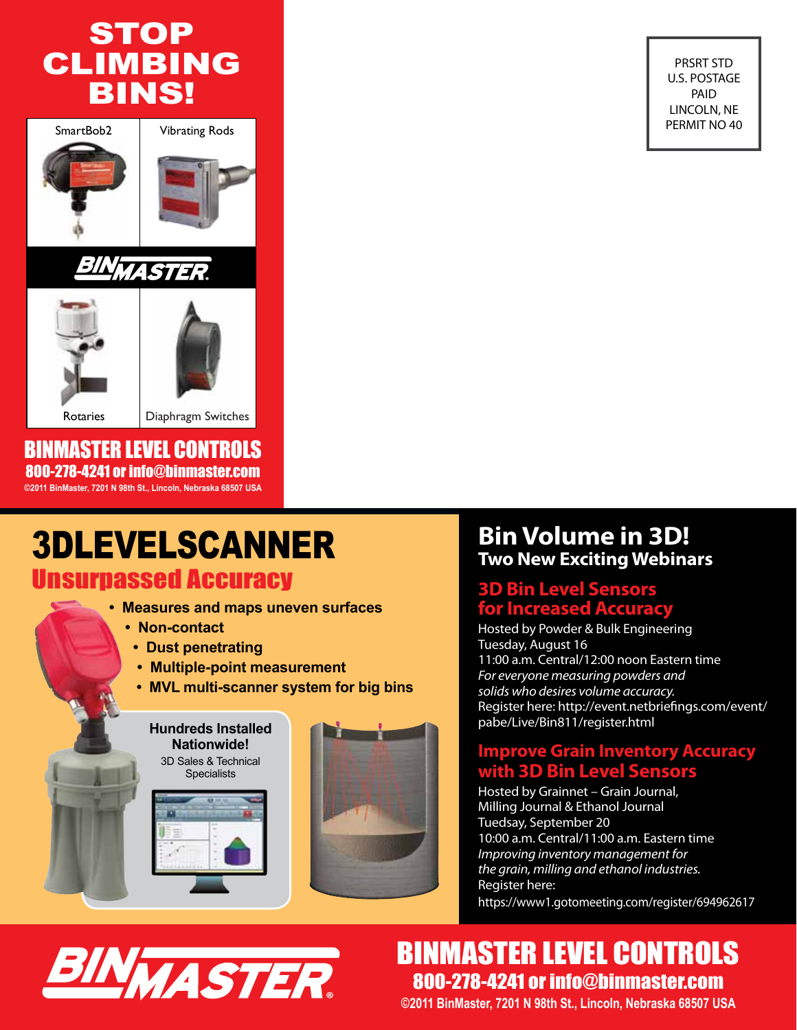# STOP CLIMBING BINS!

SmartBob2

Vibrating Rods

BINMASTER

Rotaries

Diaphragm Switches

**BINMASTER LEVEL CONTROLS**

**800-278-4241 or info@binmaster.com**

©2011 BinMaster, 7201 N 98th St., Lincoln, Nebraska 68507 USA

PRSRT STD
U.S. POSTAGE
PAID
LINCOLN, NE
PERMIT NO 40

# 3DLEVELSCANNER

## Unsurpassed Accuracy

- Measures and maps uneven surfaces
- Non-contact
- Dust penetrating
- Multiple-point measurement
- MVL multi-scanner system for big bins

**Hundreds Installed Nationwide!**

3D Sales & Technical Specialists

# Bin Volume in 3D!

## Two New Exciting Webinars

### 3D Bin Level Sensors for Increased Accuracy

Hosted by Powder & Bulk Engineering
Tuesday, August 16
11:00 a.m. Central/12:00 noon Eastern time
*For everyone measuring powders and solids who desires volume accuracy.*
Register here: http://event.netbriefings.com/event/pabe/Live/Bin811/register.html

### Improve Grain Inventory Accuracy with 3D Bin Level Sensors

Hosted by Grainnet – Grain Journal, Milling Journal & Ethanol Journal
Tuesday, September 20
10:00 a.m. Central/11:00 a.m. Eastern time
*Improving inventory management for the grain, milling and ethanol industries.*
Register here:
https://www1.gotomeeting.com/register/694962617

BINMASTER

**BINMASTER LEVEL CONTROLS**

**800-278-4241 or info@binmaster.com**

©2011 BinMaster, 7201 N 98th St., Lincoln, Nebraska 68507 USA